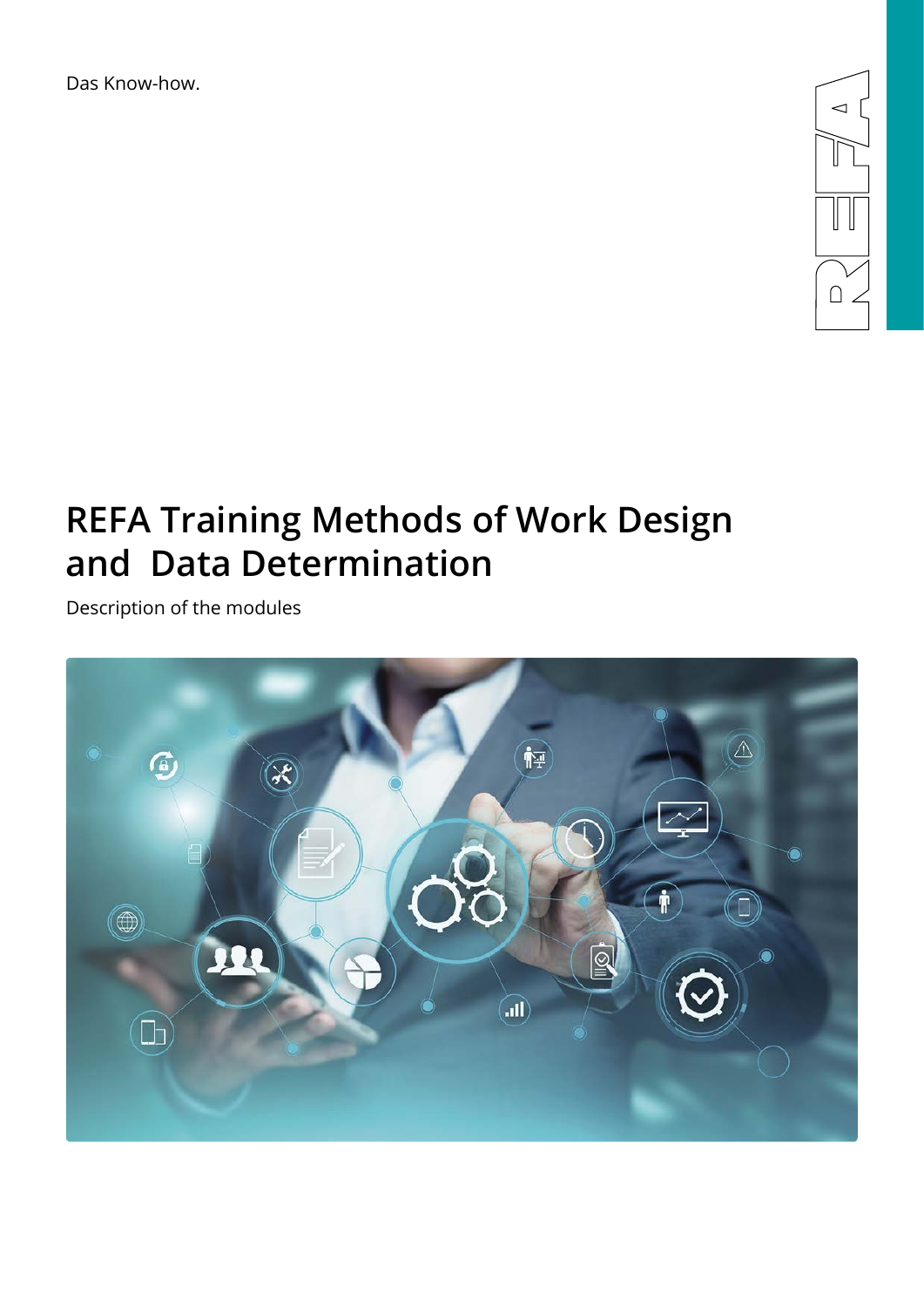Das Know-how.

# REFA Training Methods of Work Design and Data Determination

Description of the modules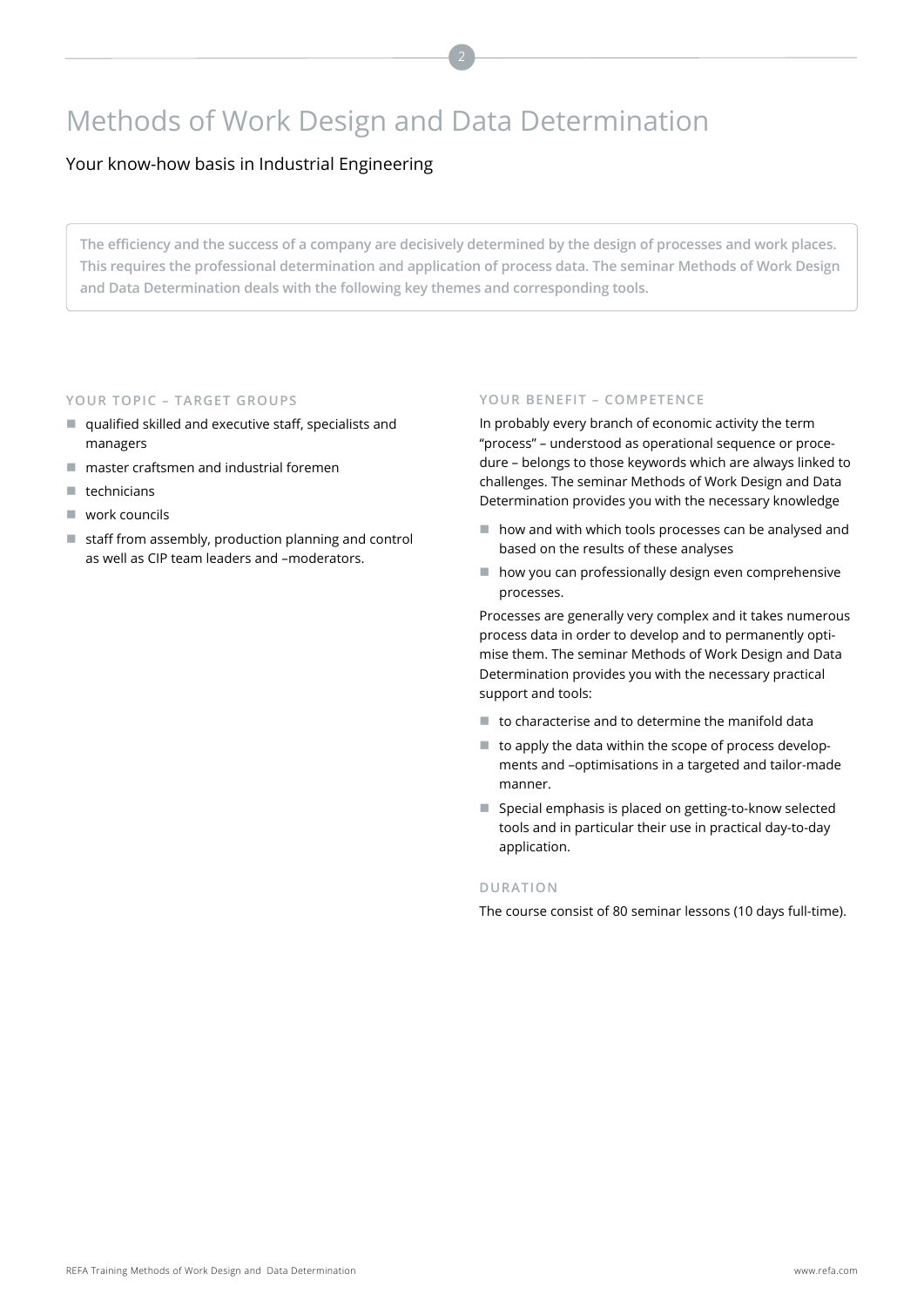# Methods of Work Design and Data Determination

Your know-how basis in Industrial Engineering

**The efficiency and the success of a company are decisively determined by the design of processes and work places. This requires the professional determination and application of process data. The seminar Methods of Work Design and Data Determination deals with the following key themes and corresponding tools.**

## YOUR TOPIC – TARGET GROUPS

- qualified skilled and executive staff, specialists and managers
- master craftsmen and industrial foremen
- technicians
- work councils
- staff from assembly, production planning and control as well as CIP team leaders and –moderators.

## YOUR BENEFIT – COMPETENCE

In probably every branch of economic activity the term "process" – understood as operational sequence or procedure – belongs to those keywords which are always linked to challenges. The seminar Methods of Work Design and Data Determination provides you with the necessary knowledge

- how and with which tools processes can be analysed and based on the results of these analyses
- how you can professionally design even comprehensive processes.

Processes are generally very complex and it takes numerous process data in order to develop and to permanently optimise them. The seminar Methods of Work Design and Data Determination provides you with the necessary practical support and tools:

- to characterise and to determine the manifold data
- to apply the data within the scope of process developments and –optimisations in a targeted and tailor-made manner.
- Special emphasis is placed on getting-to-know selected tools and in particular their use in practical day-to-day application.

## DURATION

The course consist of 80 seminar lessons (10 days full-time).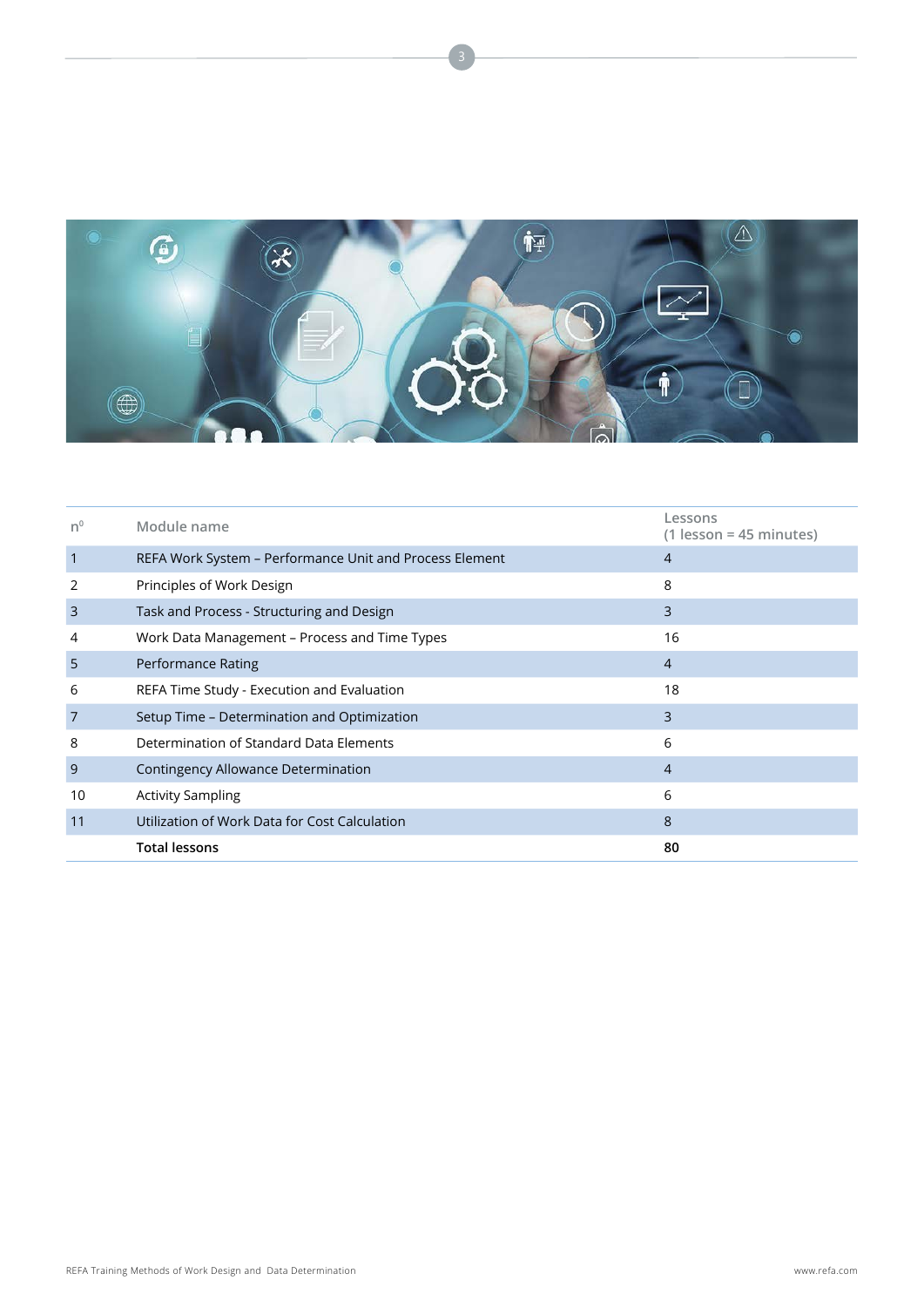| n⁰ | Module name | Lessons (1 lesson = 45 minutes) |
|---|---|---|
| 1 | REFA Work System – Performance Unit and Process Element | 4 |
| 2 | Principles of Work Design | 8 |
| 3 | Task and Process - Structuring and Design | 3 |
| 4 | Work Data Management – Process and Time Types | 16 |
| 5 | Performance Rating | 4 |
| 6 | REFA Time Study - Execution and Evaluation | 18 |
| 7 | Setup Time – Determination and Optimization | 3 |
| 8 | Determination of Standard Data Elements | 6 |
| 9 | Contingency Allowance Determination | 4 |
| 10 | Activity Sampling | 6 |
| 11 | Utilization of Work Data for Cost Calculation | 8 |
| | **Total lessons** | **80** |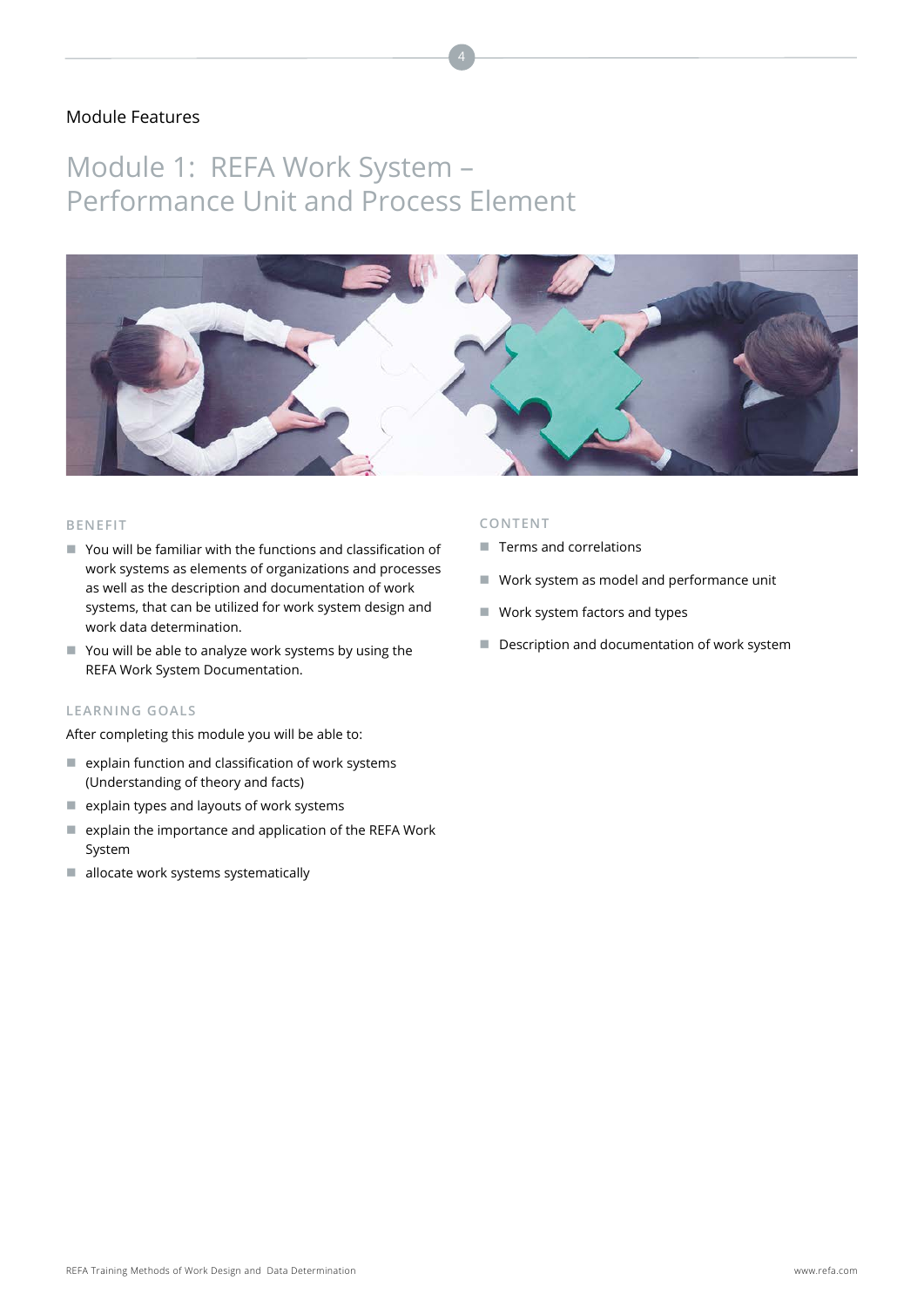Module Features

# Module 1: REFA Work System – Performance Unit and Process Element

### BENEFIT

- You will be familiar with the functions and classification of work systems as elements of organizations and processes as well as the description and documentation of work systems, that can be utilized for work system design and work data determination.
- You will be able to analyze work systems by using the REFA Work System Documentation.

### LEARNING GOALS

After completing this module you will be able to:

- explain function and classification of work systems (Understanding of theory and facts)
- explain types and layouts of work systems
- explain the importance and application of the REFA Work System
- allocate work systems systematically

### CONTENT

- Terms and correlations
- Work system as model and performance unit
- Work system factors and types
- Description and documentation of work system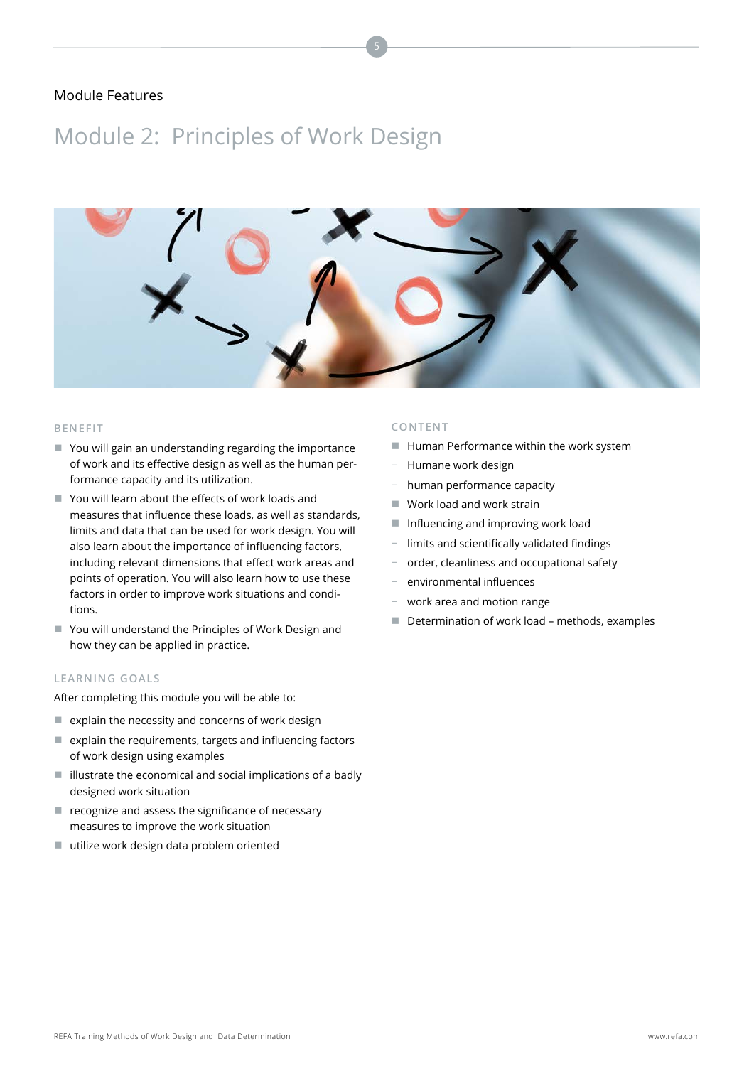Module Features

# Module 2: Principles of Work Design

## BENEFIT

- You will gain an understanding regarding the importance of work and its effective design as well as the human performance capacity and its utilization.
- You will learn about the effects of work loads and measures that influence these loads, as well as standards, limits and data that can be used for work design. You will also learn about the importance of influencing factors, including relevant dimensions that effect work areas and points of operation. You will also learn how to use these factors in order to improve work situations and conditions.
- You will understand the Principles of Work Design and how they can be applied in practice.

## LEARNING GOALS

After completing this module you will be able to:

- explain the necessity and concerns of work design
- explain the requirements, targets and influencing factors of work design using examples
- illustrate the economical and social implications of a badly designed work situation
- recognize and assess the significance of necessary measures to improve the work situation
- utilize work design data problem oriented

## CONTENT

- Human Performance within the work system
  - Humane work design
  - human performance capacity
- Work load and work strain
- Influencing and improving work load
  - limits and scientifically validated findings
  - order, cleanliness and occupational safety
  - environmental influences
  - work area and motion range
- Determination of work load – methods, examples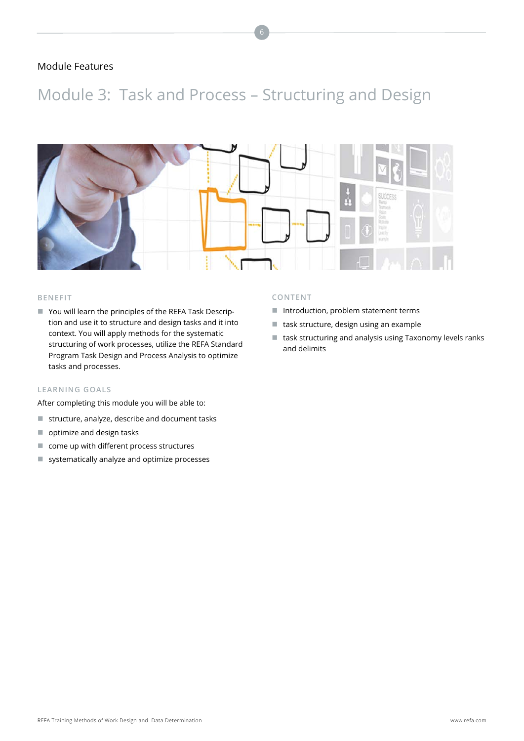Module Features

# Module 3: Task and Process – Structuring and Design

## BENEFIT

- You will learn the principles of the REFA Task Description and use it to structure and design tasks and it into context. You will apply methods for the systematic structuring of work processes, utilize the REFA Standard Program Task Design and Process Analysis to optimize tasks and processes.

## LEARNING GOALS

After completing this module you will be able to:

- structure, analyze, describe and document tasks
- optimize and design tasks
- come up with different process structures
- systematically analyze and optimize processes

## CONTENT

- Introduction, problem statement terms
- task structure, design using an example
- task structuring and analysis using Taxonomy levels ranks and delimits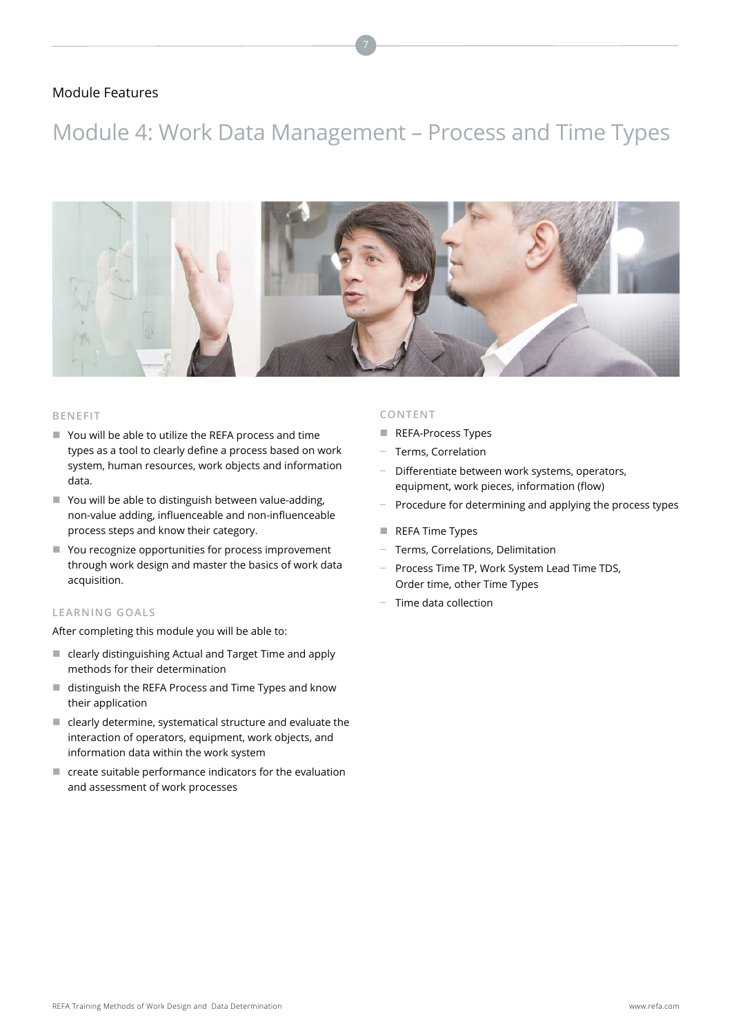Module Features

# Module 4: Work Data Management – Process and Time Types

### BENEFIT

- You will be able to utilize the REFA process and time types as a tool to clearly define a process based on work system, human resources, work objects and information data.
- You will be able to distinguish between value-adding, non-value adding, influenceable and non-influenceable process steps and know their category.
- You recognize opportunities for process improvement through work design and master the basics of work data acquisition.

### LEARNING GOALS

After completing this module you will be able to:

- clearly distinguishing Actual and Target Time and apply methods for their determination
- distinguish the REFA Process and Time Types and know their application
- clearly determine, systematical structure and evaluate the interaction of operators, equipment, work objects, and information data within the work system
- create suitable performance indicators for the evaluation and assessment of work processes

### CONTENT

- REFA-Process Types
  - Terms, Correlation
  - Differentiate between work systems, operators, equipment, work pieces, information (flow)
  - Procedure for determining and applying the process types
- REFA Time Types
  - Terms, Correlations, Delimitation
  - Process Time TP, Work System Lead Time TDS, Order time, other Time Types
  - Time data collection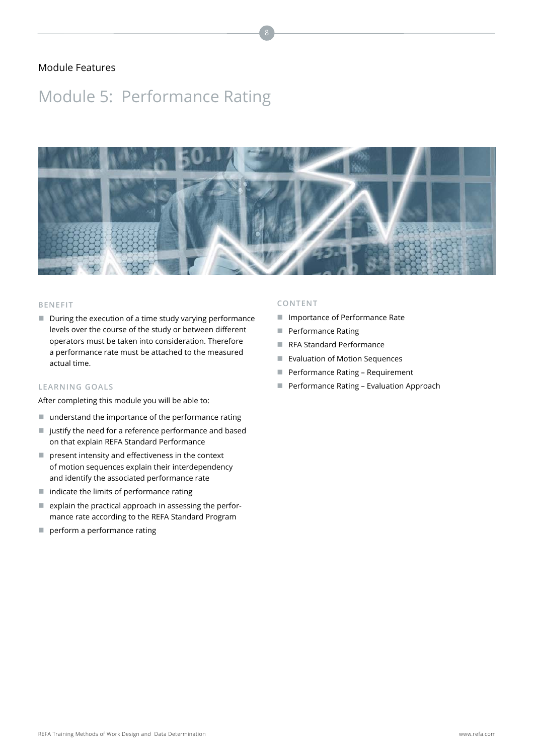Module Features

# Module 5: Performance Rating

### BENEFIT

- During the execution of a time study varying performance levels over the course of the study or between different operators must be taken into consideration. Therefore a performance rate must be attached to the measured actual time.

### LEARNING GOALS

After completing this module you will be able to:

- understand the importance of the performance rating
- justify the need for a reference performance and based on that explain REFA Standard Performance
- present intensity and effectiveness in the context of motion sequences explain their interdependency and identify the associated performance rate
- indicate the limits of performance rating
- explain the practical approach in assessing the performance rate according to the REFA Standard Program
- perform a performance rating

### CONTENT

- Importance of Performance Rate
- Performance Rating
- RFA Standard Performance
- Evaluation of Motion Sequences
- Performance Rating – Requirement
- Performance Rating – Evaluation Approach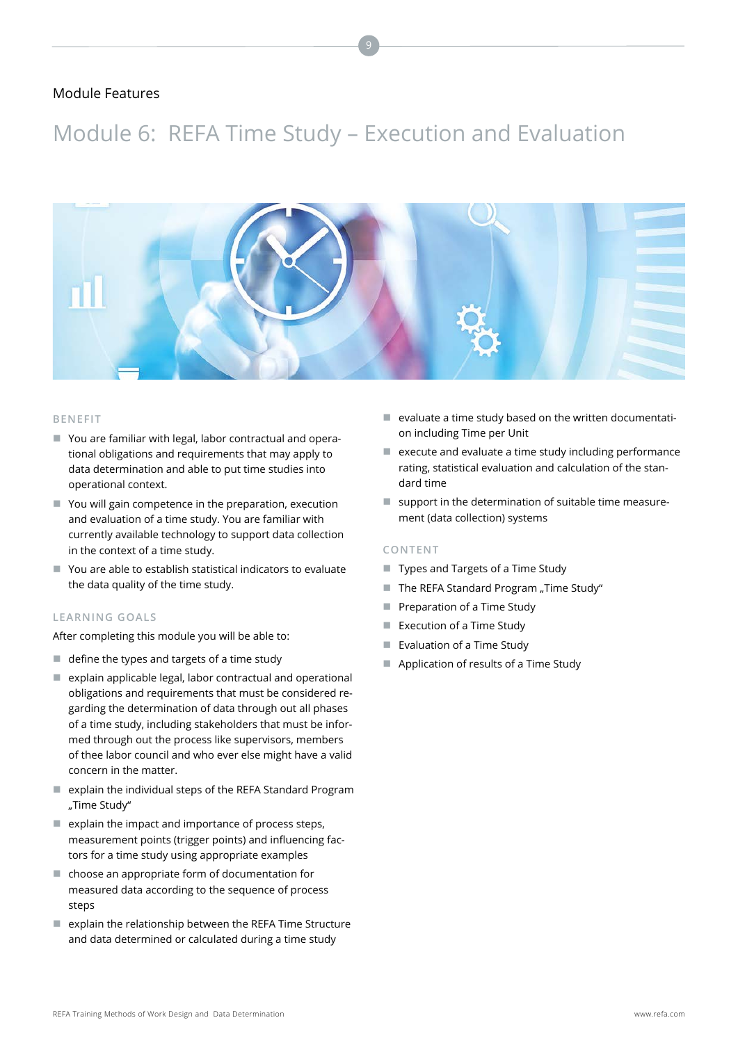Module Features

# Module 6: REFA Time Study – Execution and Evaluation

## BENEFIT

- You are familiar with legal, labor contractual and operational obligations and requirements that may apply to data determination and able to put time studies into operational context.
- You will gain competence in the preparation, execution and evaluation of a time study. You are familiar with currently available technology to support data collection in the context of a time study.
- You are able to establish statistical indicators to evaluate the data quality of the time study.

## LEARNING GOALS

After completing this module you will be able to:

- define the types and targets of a time study
- explain applicable legal, labor contractual and operational obligations and requirements that must be considered regarding the determination of data through out all phases of a time study, including stakeholders that must be informed through out the process like supervisors, members of thee labor council and who ever else might have a valid concern in the matter.
- explain the individual steps of the REFA Standard Program „Time Study"
- explain the impact and importance of process steps, measurement points (trigger points) and influencing factors for a time study using appropriate examples
- choose an appropriate form of documentation for measured data according to the sequence of process steps
- explain the relationship between the REFA Time Structure and data determined or calculated during a time study
- evaluate a time study based on the written documentation including Time per Unit
- execute and evaluate a time study including performance rating, statistical evaluation and calculation of the standard time
- support in the determination of suitable time measurement (data collection) systems

## CONTENT

- Types and Targets of a Time Study
- The REFA Standard Program „Time Study"
- Preparation of a Time Study
- Execution of a Time Study
- Evaluation of a Time Study
- Application of results of a Time Study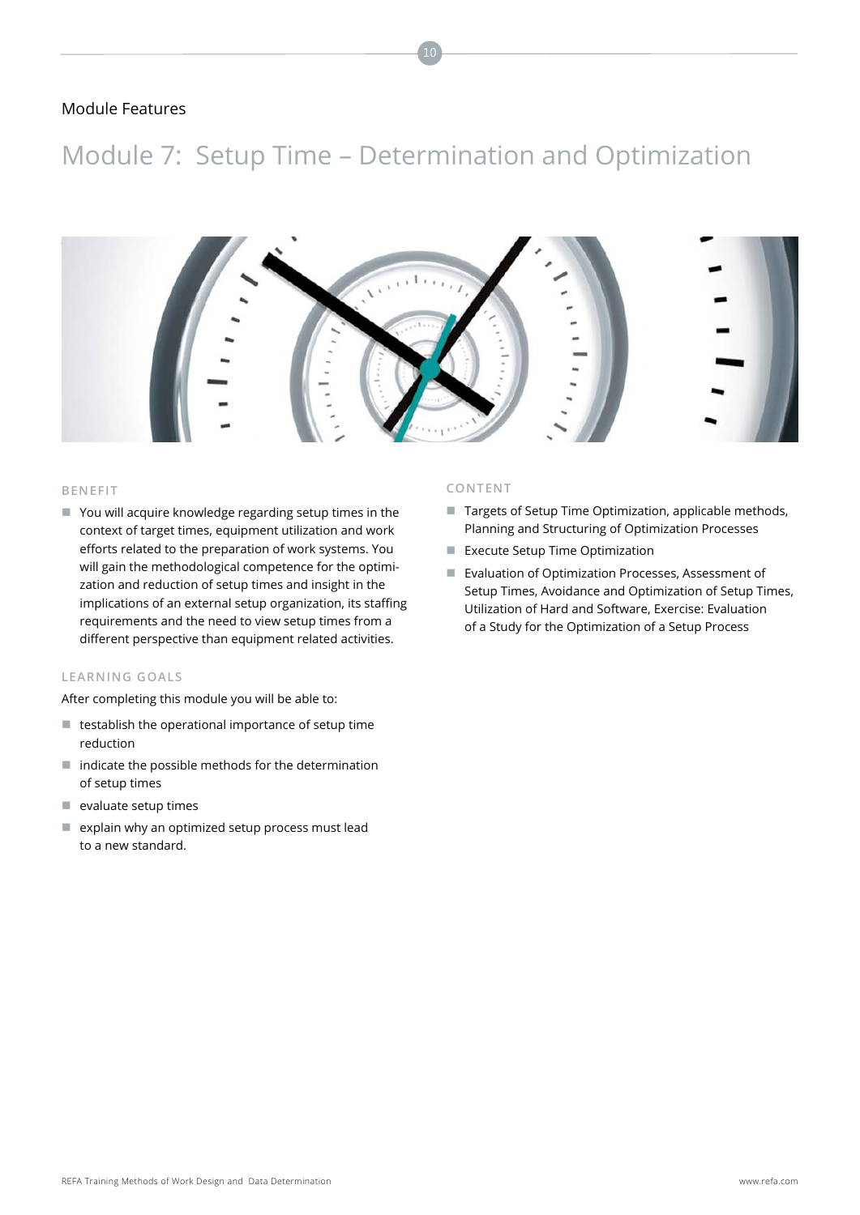Module Features

# Module 7: Setup Time – Determination and Optimization

### BENEFIT

- You will acquire knowledge regarding setup times in the context of target times, equipment utilization and work efforts related to the preparation of work systems. You will gain the methodological competence for the optimization and reduction of setup times and insight in the implications of an external setup organization, its staffing requirements and the need to view setup times from a different perspective than equipment related activities.

### LEARNING GOALS

After completing this module you will be able to:

- testablish the operational importance of setup time reduction
- indicate the possible methods for the determination of setup times
- evaluate setup times
- explain why an optimized setup process must lead to a new standard.

### CONTENT

- Targets of Setup Time Optimization, applicable methods, Planning and Structuring of Optimization Processes
- Execute Setup Time Optimization
- Evaluation of Optimization Processes, Assessment of Setup Times, Avoidance and Optimization of Setup Times, Utilization of Hard and Software, Exercise: Evaluation of a Study for the Optimization of a Setup Process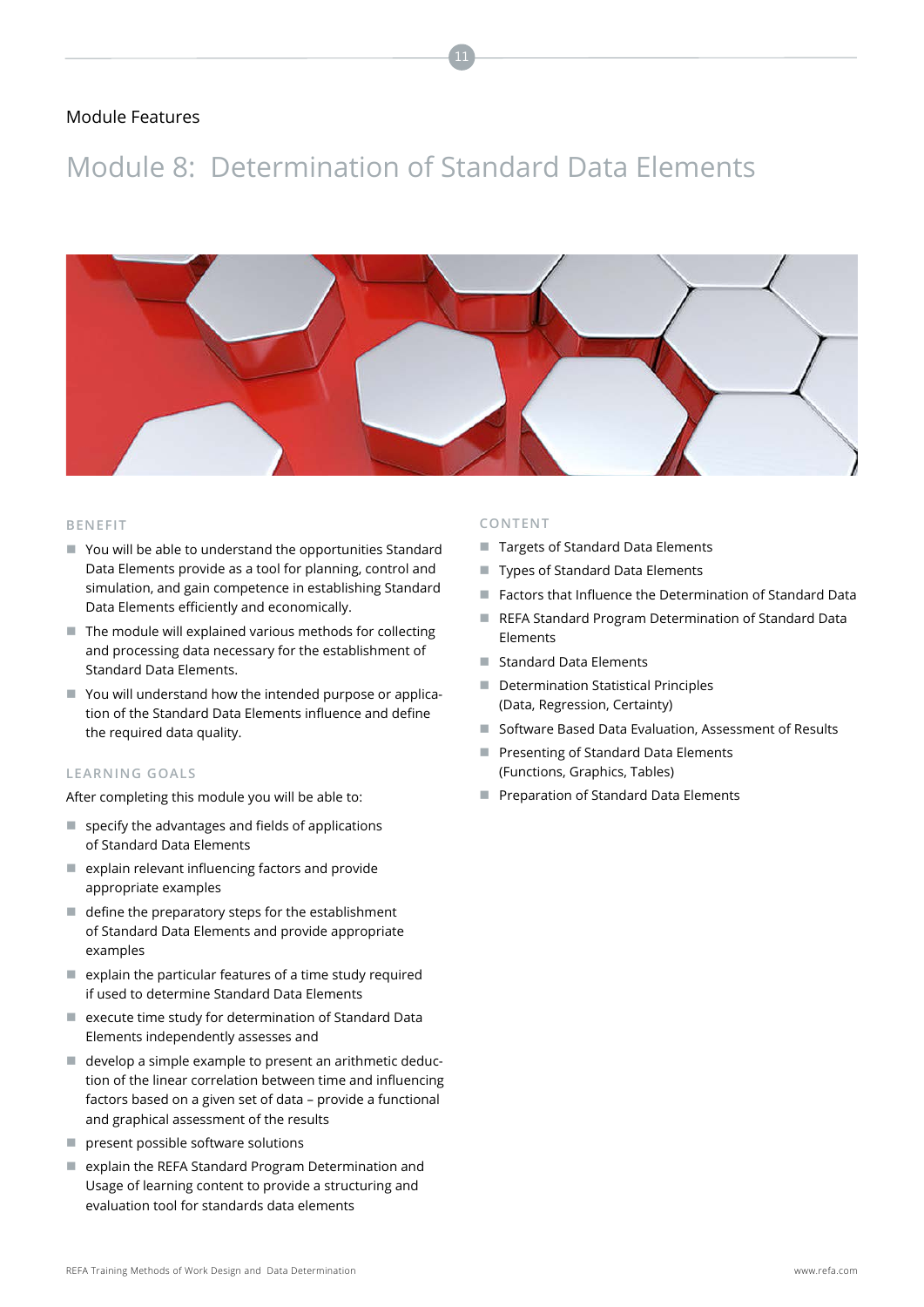Module Features

# Module 8: Determination of Standard Data Elements

## BENEFIT

- You will be able to understand the opportunities Standard Data Elements provide as a tool for planning, control and simulation, and gain competence in establishing Standard Data Elements efficiently and economically.
- The module will explained various methods for collecting and processing data necessary for the establishment of Standard Data Elements.
- You will understand how the intended purpose or application of the Standard Data Elements influence and define the required data quality.

## LEARNING GOALS

After completing this module you will be able to:

- specify the advantages and fields of applications of Standard Data Elements
- explain relevant influencing factors and provide appropriate examples
- define the preparatory steps for the establishment of Standard Data Elements and provide appropriate examples
- explain the particular features of a time study required if used to determine Standard Data Elements
- execute time study for determination of Standard Data Elements independently assesses and
- develop a simple example to present an arithmetic deduction of the linear correlation between time and influencing factors based on a given set of data – provide a functional and graphical assessment of the results
- present possible software solutions
- explain the REFA Standard Program Determination and Usage of learning content to provide a structuring and evaluation tool for standards data elements

## CONTENT

- Targets of Standard Data Elements
- Types of Standard Data Elements
- Factors that Influence the Determination of Standard Data
- REFA Standard Program Determination of Standard Data Elements
- Standard Data Elements
- Determination Statistical Principles (Data, Regression, Certainty)
- Software Based Data Evaluation, Assessment of Results
- Presenting of Standard Data Elements (Functions, Graphics, Tables)
- Preparation of Standard Data Elements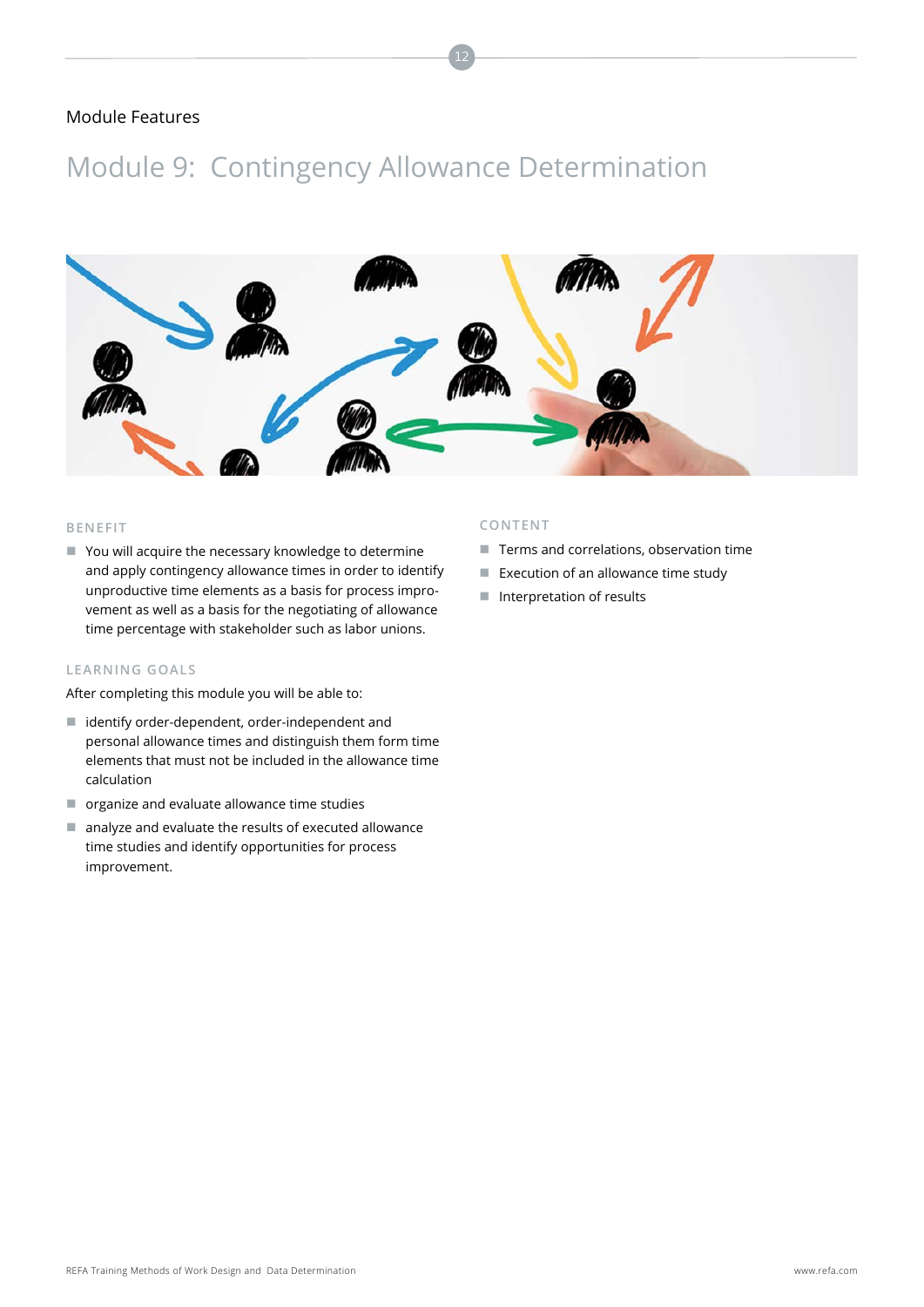Module Features

# Module 9: Contingency Allowance Determination

## BENEFIT

- You will acquire the necessary knowledge to determine and apply contingency allowance times in order to identify unproductive time elements as a basis for process improvement as well as a basis for the negotiating of allowance time percentage with stakeholder such as labor unions.

## LEARNING GOALS

After completing this module you will be able to:

- identify order-dependent, order-independent and personal allowance times and distinguish them form time elements that must not be included in the allowance time calculation
- organize and evaluate allowance time studies
- analyze and evaluate the results of executed allowance time studies and identify opportunities for process improvement.

## CONTENT

- Terms and correlations, observation time
- Execution of an allowance time study
- Interpretation of results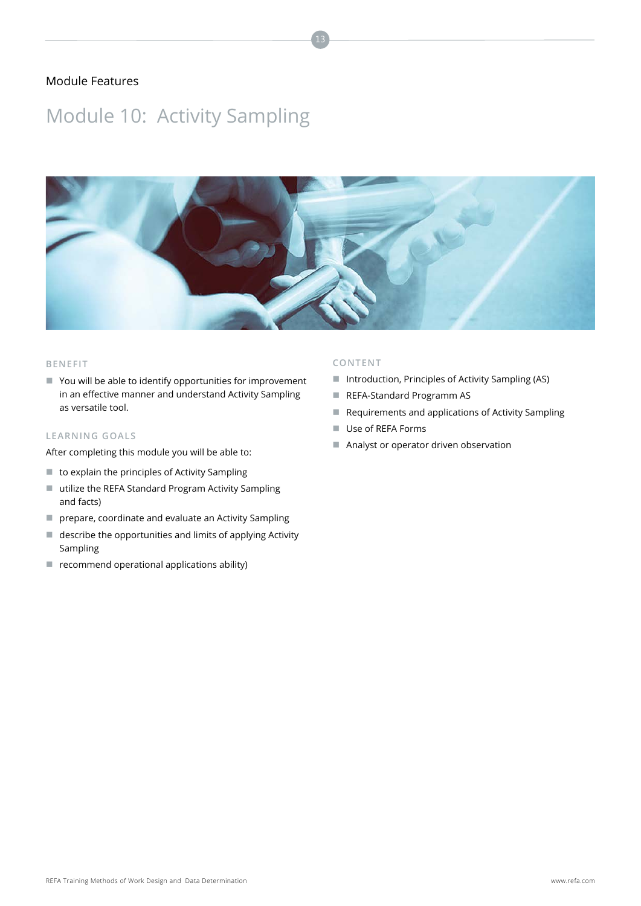Module Features

# Module 10: Activity Sampling

## BENEFIT

- You will be able to identify opportunities for improvement in an effective manner and understand Activity Sampling as versatile tool.

## LEARNING GOALS

After completing this module you will be able to:

- to explain the principles of Activity Sampling
- utilize the REFA Standard Program Activity Sampling and facts)
- prepare, coordinate and evaluate an Activity Sampling
- describe the opportunities and limits of applying Activity Sampling
- recommend operational applications ability)

## CONTENT

- Introduction, Principles of Activity Sampling (AS)
- REFA-Standard Programm AS
- Requirements and applications of Activity Sampling
- Use of REFA Forms
- Analyst or operator driven observation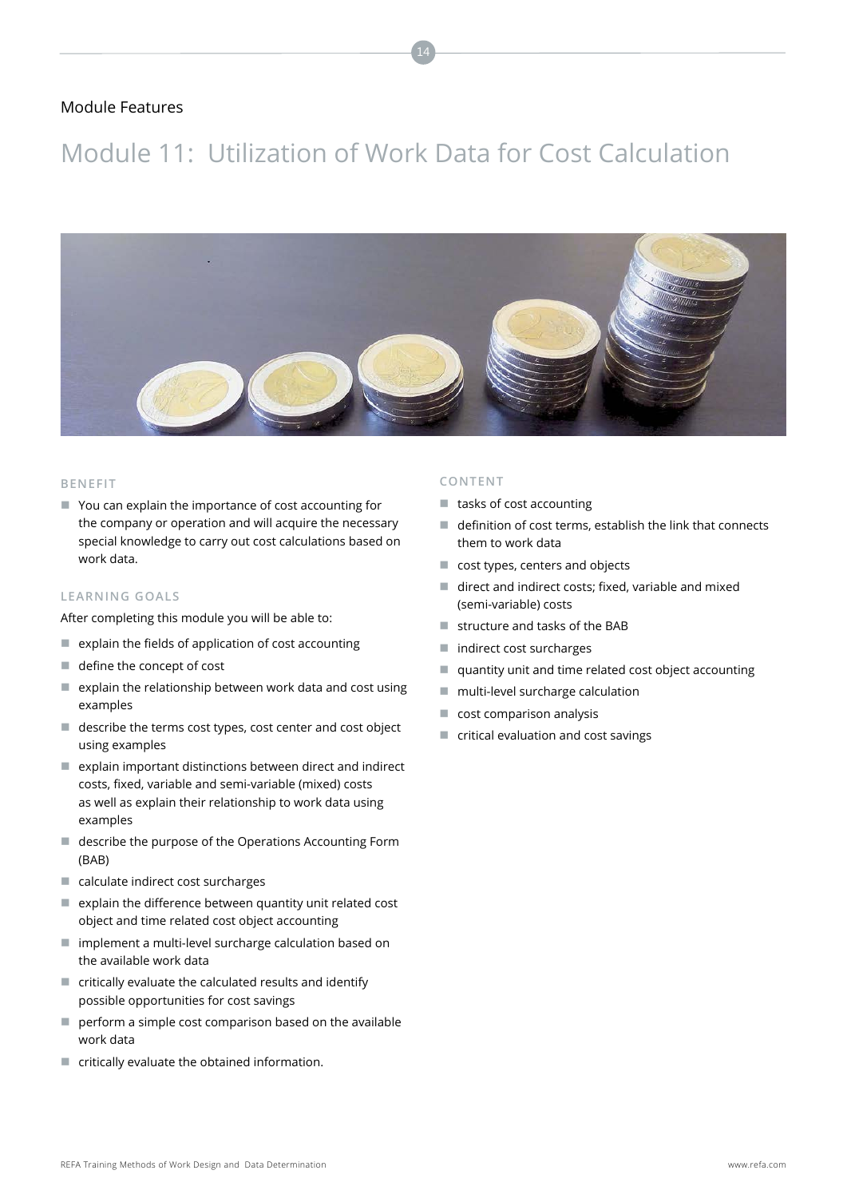Module Features

# Module 11: Utilization of Work Data for Cost Calculation

## BENEFIT

- You can explain the importance of cost accounting for the company or operation and will acquire the necessary special knowledge to carry out cost calculations based on work data.

## LEARNING GOALS

After completing this module you will be able to:

- explain the fields of application of cost accounting
- define the concept of cost
- explain the relationship between work data and cost using examples
- describe the terms cost types, cost center and cost object using examples
- explain important distinctions between direct and indirect costs, fixed, variable and semi-variable (mixed) costs as well as explain their relationship to work data using examples
- describe the purpose of the Operations Accounting Form (BAB)
- calculate indirect cost surcharges
- explain the difference between quantity unit related cost object and time related cost object accounting
- implement a multi-level surcharge calculation based on the available work data
- critically evaluate the calculated results and identify possible opportunities for cost savings
- perform a simple cost comparison based on the available work data
- critically evaluate the obtained information.

## CONTENT

- tasks of cost accounting
- definition of cost terms, establish the link that connects them to work data
- cost types, centers and objects
- direct and indirect costs; fixed, variable and mixed (semi-variable) costs
- structure and tasks of the BAB
- indirect cost surcharges
- quantity unit and time related cost object accounting
- multi-level surcharge calculation
- cost comparison analysis
- critical evaluation and cost savings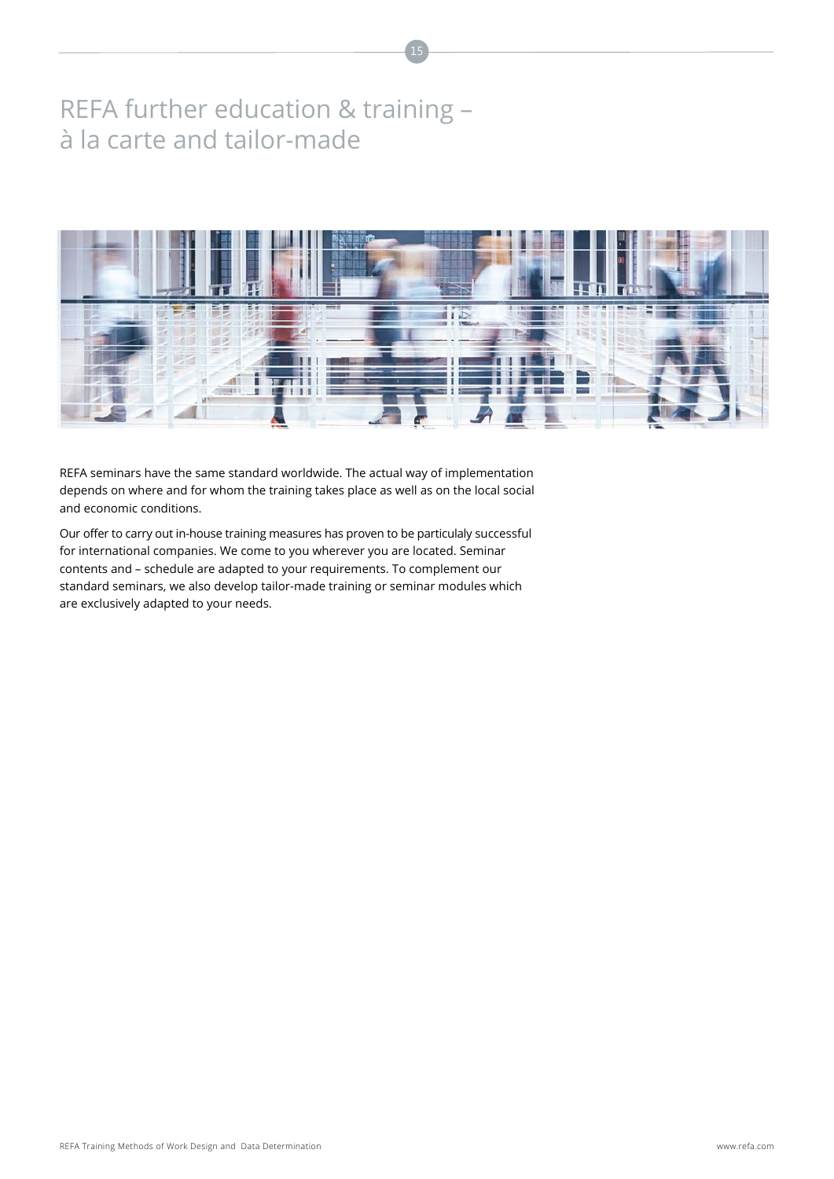# REFA further education & training – à la carte and tailor-made

REFA seminars have the same standard worldwide. The actual way of implementation depends on where and for whom the training takes place as well as on the local social and economic conditions.

Our offer to carry out in-house training measures has proven to be particulaly successful for international companies. We come to you wherever you are located. Seminar contents and – schedule are adapted to your requirements. To complement our standard seminars, we also develop tailor-made training or seminar modules which are exclusively adapted to your needs.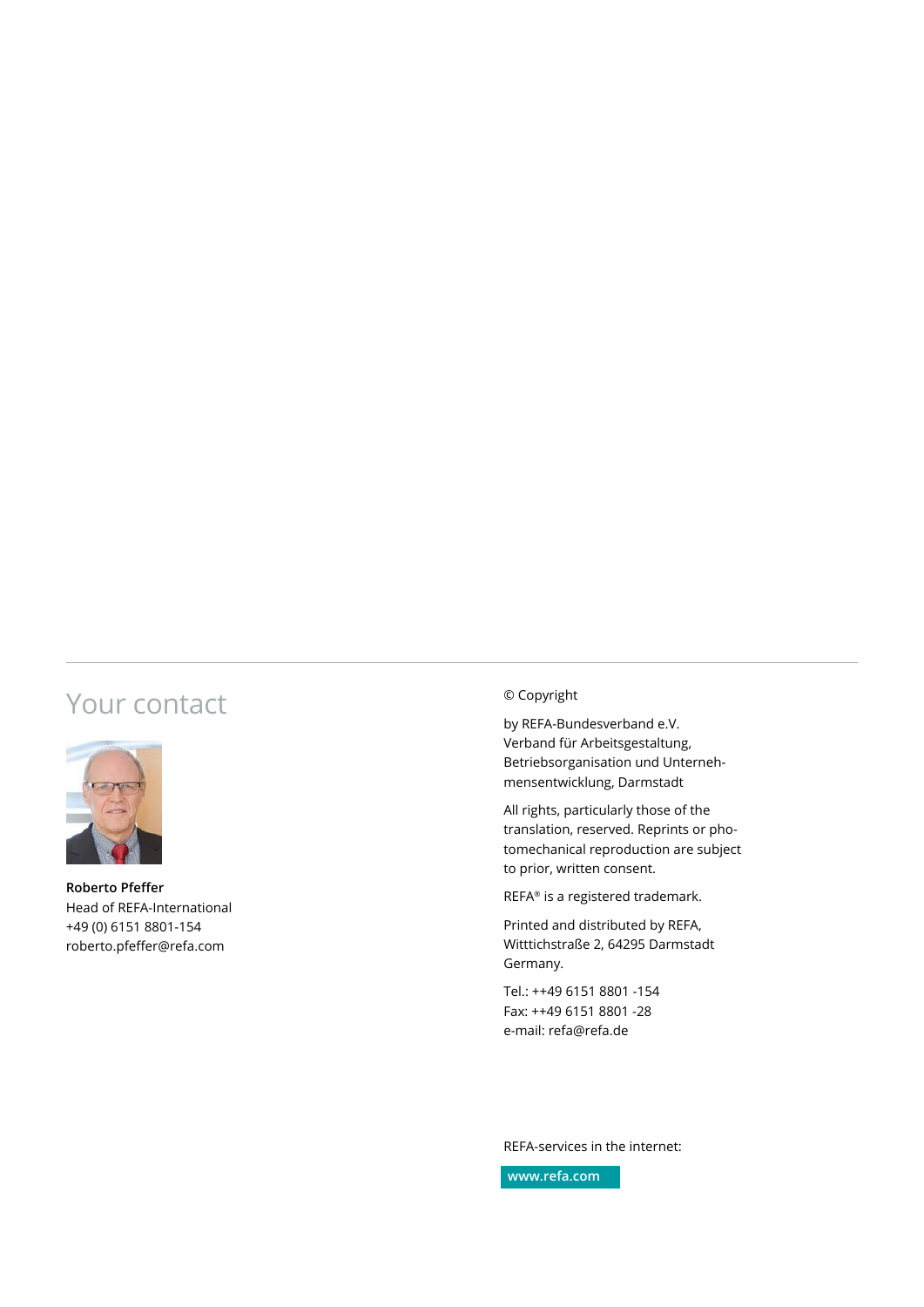## Your contact

**Roberto Pfeffer**
Head of REFA-International
+49 (0) 6151 8801-154
roberto.pfeffer@refa.com

© Copyright

by REFA-Bundesverband e.V.
Verband für Arbeitsgestaltung, Betriebsorganisation und Unternehmensentwicklung, Darmstadt

All rights, particularly those of the translation, reserved. Reprints or photomechanical reproduction are subject to prior, written consent.

REFA® is a registered trademark.

Printed and distributed by REFA, Witttichstraße 2, 64295 Darmstadt Germany.

Tel.: ++49 6151 8801 -154
Fax: ++49 6151 8801 -28
e-mail: refa@refa.de

REFA-services in the internet:

**www.refa.com**